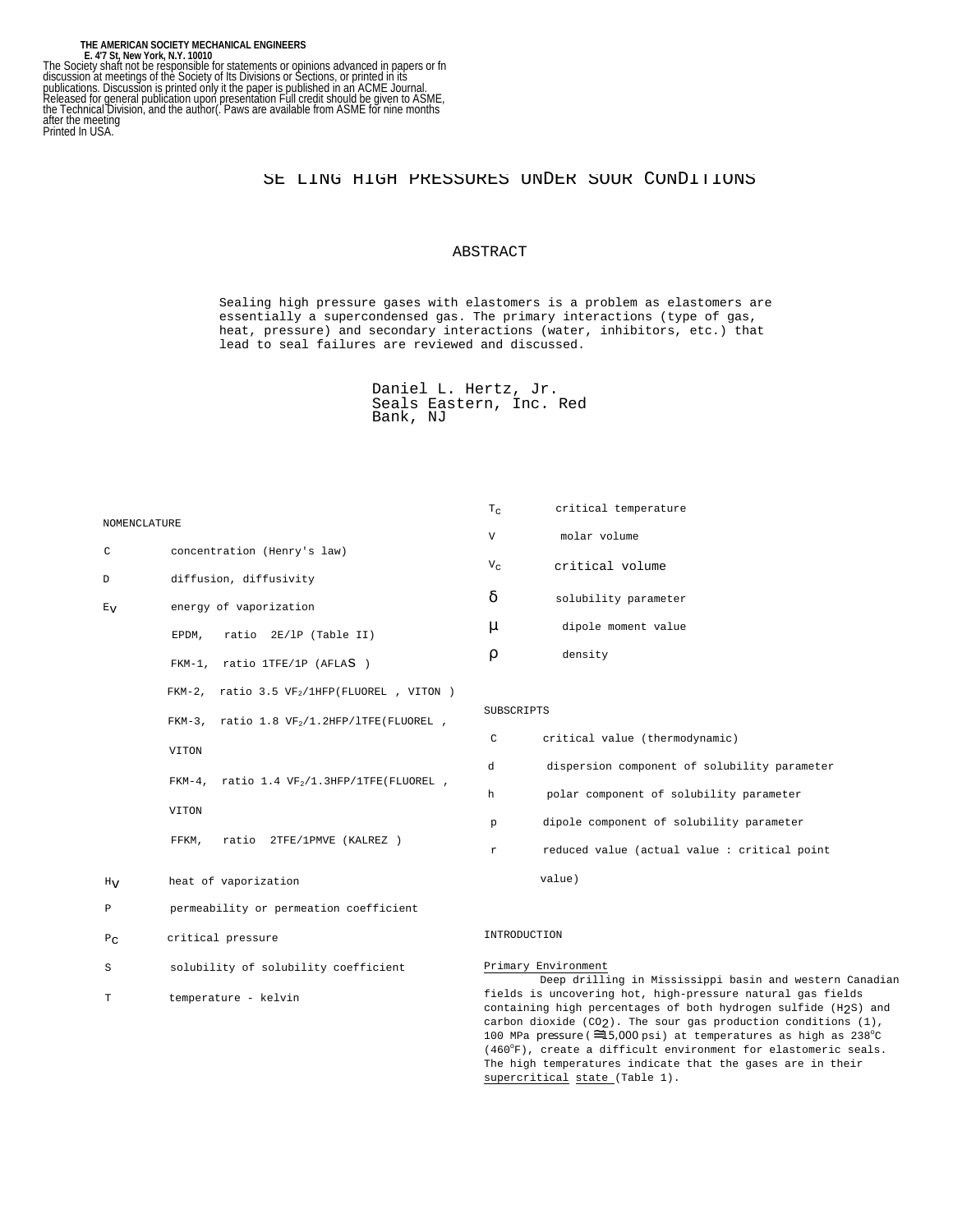**THE AMERICAN SOCIETY MECHANICAL ENGINEERS**
**E. 4'7 St, New York, N.Y. 10010**

The Society shaft not be responsible for statements or opinions advanced in papers or fn discussion at meetings of the Society of Its Divisions or Sections, or printed in its publications. Discussion is printed only it the paper is published in an ACME Journal. Released for general publication upon presentation Full credit should be given to ASME, the Technical Division, and the author(. Paws are available from ASME for nine months after the meeting
Printed In USA.

# SE LING HIGH PRESSURES UNDER SOUR CONDITIONS

## ABSTRACT

Sealing high pressure gases with elastomers is a problem as elastomers are essentially a supercondensed gas. The primary interactions (type of gas, heat, pressure) and secondary interactions (water, inhibitors, etc.) that lead to seal failures are reviewed and discussed.

Daniel L. Hertz, Jr.
Seals Eastern, Inc. Red Bank, NJ

## NOMENCLATURE

| | |
|---|---|
| C | concentration (Henry's law) |
| D | diffusion, diffusivity |
| $E_V$ | energy of vaporization |
| | EPDM, ratio 2E/lP (Table II) |
| | FKM-1, ratio 1TFE/1P (AFLAS ) |
| | FKM-2, ratio 3.5 $VF_2$/1HFP(FLUOREL , VITON ) |
| | FKM-3, ratio 1.8 $VF_2$/1.2HFP/lTFE(FLUOREL , VITON |
| | FKM-4, ratio 1.4 $VF_2$/1.3HFP/1TFE(FLUOREL , VITON |
| | FFKM, ratio 2TFE/1PMVE (KALREZ ) |
| $H_V$ | heat of vaporization |
| P | permeability or permeation coefficient |
| $P_C$ | critical pressure |
| S | solubility of solubility coefficient |
| T | temperature - kelvin |
| $T_C$ | critical temperature |
| V | molar volume |
| $V_C$ | critical volume |
| $\delta$ | solubility parameter |
| $\mu$ | dipole moment value |
| $\rho$ | density |

SUBSCRIPTS

| | |
|---|---|
| C | critical value (thermodynamic) |
| d | dispersion component of solubility parameter |
| h | polar component of solubility parameter |
| p | dipole component of solubility parameter |
| r | reduced value (actual value : critical point value) |

## INTRODUCTION

<u>Primary Environment</u>

Deep drilling in Mississippi basin and western Canadian fields is uncovering hot, high-pressure natural gas fields containing high percentages of both hydrogen sulfide ($H_2S$) and carbon dioxide ($CO_2$). The sour gas production conditions (1), 100 MPa pressure (≅15,000 psi) at temperatures as high as 238°C (460°F), create a difficult environment for elastomeric seals. The high temperatures indicate that the gases are in their <u>supercritical state</u> (Table 1).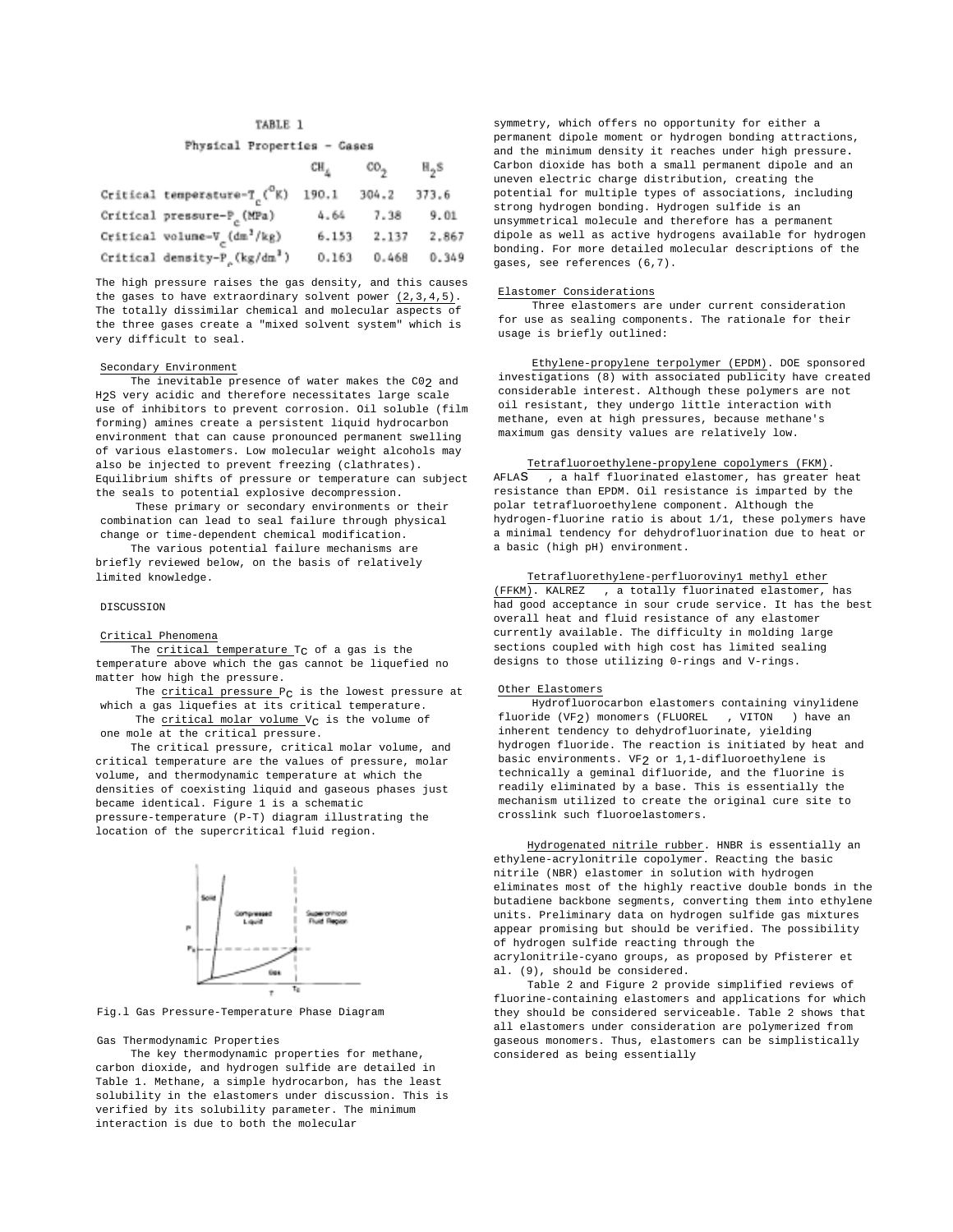TABLE 1

Physical Properties - Gases

| | $CH_4$ | $CO_2$ | $H_2S$ |
|---|---|---|---|
| Critical temperature-$T_c$ ($^oK$) | 190.1 | 304.2 | 373.6 |
| Critical pressure-$P_c$ (MPa) | 4.64 | 7.38 | 9.01 |
| Critical volume-$V_c$ ($dm^3$/kg) | 6.153 | 2.137 | 2.867 |
| Critical density-$P_\rho$ (kg/$dm^3$) | 0.163 | 0.468 | 0.349 |

The high pressure raises the gas density, and this causes the gases to have extraordinary solvent power (2,3,4,5). The totally dissimilar chemical and molecular aspects of the three gases create a "mixed solvent system" which is very difficult to seal.

Secondary Environment

The inevitable presence of water makes the $CO_2$ and $H_2S$ very acidic and therefore necessitates large scale use of inhibitors to prevent corrosion. Oil soluble (film forming) amines create a persistent liquid hydrocarbon environment that can cause pronounced permanent swelling of various elastomers. Low molecular weight alcohols may also be injected to prevent freezing (clathrates). Equilibrium shifts of pressure or temperature can subject the seals to potential explosive decompression.

These primary or secondary environments or their combination can lead to seal failure through physical change or time-dependent chemical modification.

The various potential failure mechanisms are briefly reviewed below, on the basis of relatively limited knowledge.

DISCUSSION

Critical Phenomena

The critical temperature $T_C$ of a gas is the temperature above which the gas cannot be liquefied no matter how high the pressure.

The critical pressure $P_C$ is the lowest pressure at which a gas liquefies at its critical temperature.

The critical molar volume $V_C$ is the volume of one mole at the critical pressure.

The critical pressure, critical molar volume, and critical temperature are the values of pressure, molar volume, and thermodynamic temperature at which the densities of coexisting liquid and gaseous phases just became identical. Figure 1 is a schematic pressure-temperature (P-T) diagram illustrating the location of the supercritical fluid region.

Fig.l Gas Pressure-Temperature Phase Diagram

Gas Thermodynamic Properties

The key thermodynamic properties for methane, carbon dioxide, and hydrogen sulfide are detailed in Table 1. Methane, a simple hydrocarbon, has the least solubility in the elastomers under discussion. This is verified by its solubility parameter. The minimum interaction is due to both the molecular symmetry, which offers no opportunity for either a permanent dipole moment or hydrogen bonding attractions, and the minimum density it reaches under high pressure. Carbon dioxide has both a small permanent dipole and an uneven electric charge distribution, creating the potential for multiple types of associations, including strong hydrogen bonding. Hydrogen sulfide is an unsymmetrical molecule and therefore has a permanent dipole as well as active hydrogens available for hydrogen bonding. For more detailed molecular descriptions of the gases, see references (6,7).

Elastomer Considerations

Three elastomers are under current consideration for use as sealing components. The rationale for their usage is briefly outlined:

Ethylene-propylene terpolymer (EPDM). DOE sponsored investigations (8) with associated publicity have created considerable interest. Although these polymers are not oil resistant, they undergo little interaction with methane, even at high pressures, because methane's maximum gas density values are relatively low.

Tetrafluoroethylene-propylene copolymers (FKM). AFLAS , a half fluorinated elastomer, has greater heat resistance than EPDM. Oil resistance is imparted by the polar tetrafluoroethylene component. Although the hydrogen-fluorine ratio is about 1/1, these polymers have a minimal tendency for dehydrofluorination due to heat or a basic (high pH) environment.

Tetrafluorethylene-perfluoroviny1 methyl ether (FFKM). KALREZ , a totally fluorinated elastomer, has had good acceptance in sour crude service. It has the best overall heat and fluid resistance of any elastomer currently available. The difficulty in molding large sections coupled with high cost has limited sealing designs to those utilizing 0-rings and V-rings.

Other Elastomers

Hydrofluorocarbon elastomers containing vinylidene fluoride ($VF_2$) monomers (FLUOREL , VITON ) have an inherent tendency to dehydrofluorinate, yielding hydrogen fluoride. The reaction is initiated by heat and basic environments. $VF_2$ or 1,1-difluoroethylene is technically a geminal difluoride, and the fluorine is readily eliminated by a base. This is essentially the mechanism utilized to create the original cure site to crosslink such fluoroelastomers.

Hydrogenated nitrile rubber. HNBR is essentially an ethylene-acrylonitrile copolymer. Reacting the basic nitrile (NBR) elastomer in solution with hydrogen eliminates most of the highly reactive double bonds in the butadiene backbone segments, converting them into ethylene units. Preliminary data on hydrogen sulfide gas mixtures appear promising but should be verified. The possibility of hydrogen sulfide reacting through the acrylonitrile-cyano groups, as proposed by Pfisterer et al. (9), should be considered.

Table 2 and Figure 2 provide simplified reviews of fluorine-containing elastomers and applications for which they should be considered serviceable. Table 2 shows that all elastomers under consideration are polymerized from gaseous monomers. Thus, elastomers can be simplistically considered as being essentially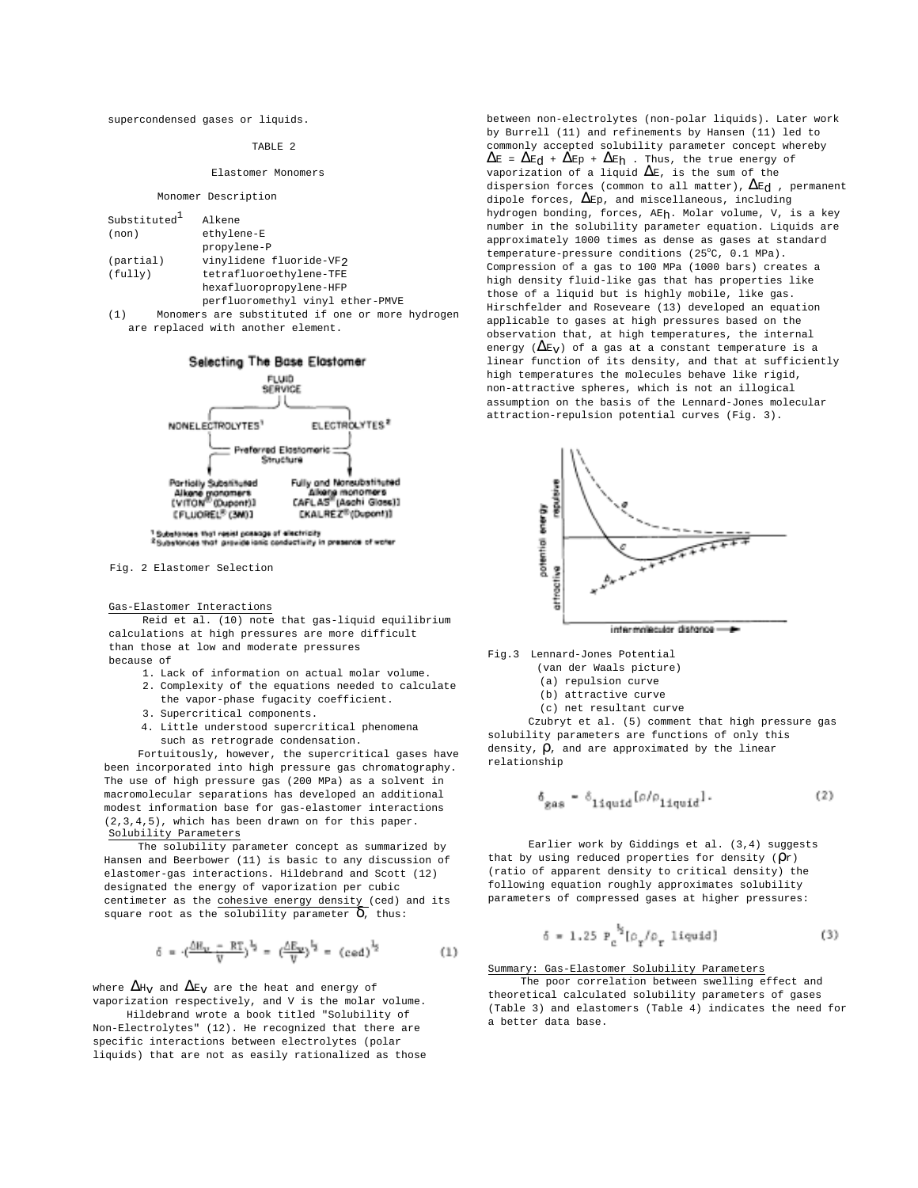supercondensed gases or liquids.

TABLE 2

Elastomer Monomers

| Monomer Description | |
|---|---|
| Substituted[1] | Alkene |
| (non) | ethylene-E |
| | propylene-P |
| (partial) | vinylidene fluoride-$VF_2$ |
| (fully) | tetrafluoroethylene-TFE |
| | hexafluoropropylene-HFP |
| | perfluoromethyl vinyl ether-PMVE |

(1) Monomers are substituted if one or more hydrogen are replaced with another element.

Selecting The Base Elastomer

FLUID SERVICE

NONELECTROLYTES[1] — ELECTROLYTES[2]

Preferred Elastomeric Structure

Partially Substituted Alkene monomers [VITON® (Dupont)] [FLUOREL® (3M)]

Fully and Nonsubstituted Alkene monomers [AFLAS® (Asahi Glass)] [KALREZ® (Dupont)]

[1] Substances that resist passage of electricity
[2] Substances that provide ionic conductivity in presence of water

Fig. 2 Elastomer Selection

## Gas-Elastomer Interactions

Reid et al. (10) note that gas-liquid equilibrium calculations at high pressures are more difficult than those at low and moderate pressures because of

1. Lack of information on actual molar volume.
2. Complexity of the equations needed to calculate the vapor-phase fugacity coefficient.
3. Supercritical components.
4. Little understood supercritical phenomena such as retrograde condensation.

Fortuitously, however, the supercritical gases have been incorporated into high pressure gas chromatography. The use of high pressure gas (200 MPa) as a solvent in macromolecular separations has developed an additional modest information base for gas-elastomer interactions (2,3,4,5), which has been drawn on for this paper.

## Solubility Parameters

The solubility parameter concept as summarized by Hansen and Beerbower (11) is basic to any discussion of elastomer-gas interactions. Hildebrand and Scott (12) designated the energy of vaporization per cubic centimeter as the cohesive energy density (ced) and its square root as the solubility parameter $\delta$, thus:

$$\delta = \left(\frac{\Delta H_v - RT}{V}\right)^{1/2} = \left(\frac{\Delta E_v}{V}\right)^{1/2} = (\text{ced})^{1/2} \qquad (1)$$

where $\Delta H_V$ and $\Delta E_V$ are the heat and energy of vaporization respectively, and V is the molar volume.

Hildebrand wrote a book titled "Solubility of Non-Electrolytes" (12). He recognized that there are specific interactions between electrolytes (polar liquids) that are not as easily rationalized as those between non-electrolytes (non-polar liquids). Later work by Burrell (11) and refinements by Hansen (11) led to commonly accepted solubility parameter concept whereby $\Delta E = \Delta E_d + \Delta E_p + \Delta E_h$ . Thus, the true energy of vaporization of a liquid $\Delta E$, is the sum of the dispersion forces (common to all matter), $\Delta E_d$ , permanent dipole forces, $\Delta E_p$, and miscellaneous, including hydrogen bonding, forces, $AE_h$. Molar volume, V, is a key number in the solubility parameter equation. Liquids are approximately 1000 times as dense as gases at standard temperature-pressure conditions (25°C, 0.1 MPa). Compression of a gas to 100 MPa (1000 bars) creates a high density fluid-like gas that has properties like those of a liquid but is highly mobile, like gas. Hirschfelder and Roseveare (13) developed an equation applicable to gases at high pressures based on the observation that, at high temperatures, the internal energy ($\Delta E_V$) of a gas at a constant temperature is a linear function of its density, and that at sufficiently high temperatures the molecules behave like rigid, non-attractive spheres, which is not an illogical assumption on the basis of the Lennard-Jones molecular attraction-repulsion potential curves (Fig. 3).

Fig.3 Lennard-Jones Potential (van der Waals picture)
(a) repulsion curve
(b) attractive curve
(c) net resultant curve

Czubryt et al. (5) comment that high pressure gas solubility parameters are functions of only this density, $\rho$, and are approximated by the linear relationship

$$\delta_{gas} = \delta_{liquid}[\rho/\rho_{liquid}]. \qquad (2)$$

Earlier work by Giddings et al. (3,4) suggests that by using reduced properties for density ($\rho_r$) (ratio of apparent density to critical density) the following equation roughly approximates solubility parameters of compressed gases at higher pressures:

$$\delta = 1.25\, P_c^{1/2}[\rho_r/\rho_{r\ liquid}] \qquad (3)$$

## Summary: Gas-Elastomer Solubility Parameters

The poor correlation between swelling effect and theoretical calculated solubility parameters of gases (Table 3) and elastomers (Table 4) indicates the need for a better data base.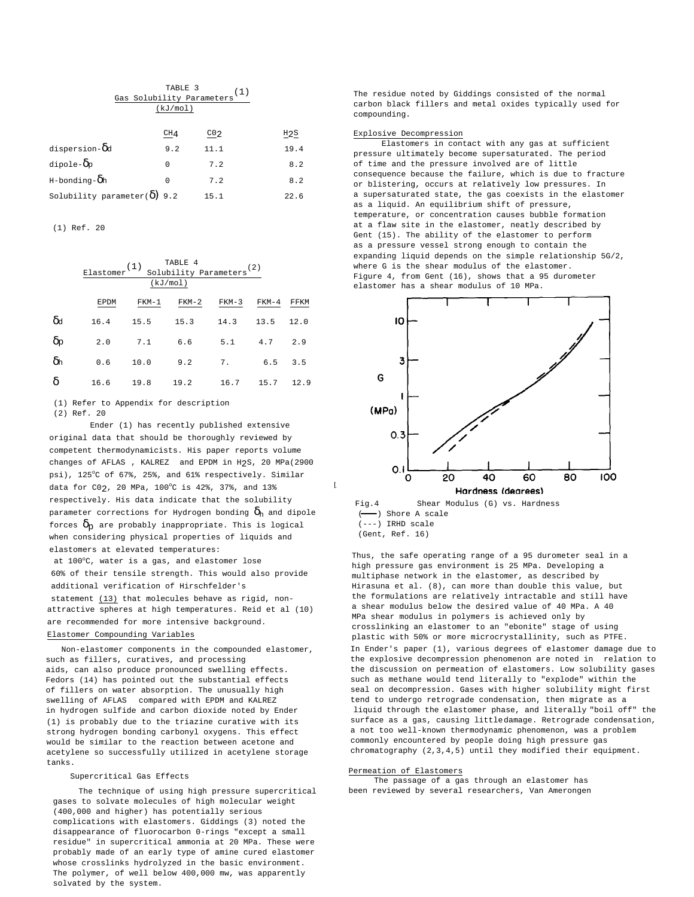TABLE 3
Gas Solubility Parameters(1)
(kJ/mol)

| | $CH_4$ | $CO_2$ | $H_2S$ |
|---|---|---|---|
| dispersion-$\delta_d$ | 9.2 | 11.1 | 19.4 |
| dipole-$\delta_p$ | 0 | 7.2 | 8.2 |
| H-bonding-$\delta_h$ | 0 | 7.2 | 8.2 |
| Solubility parameter($\delta$) | 9.2 | 15.1 | 22.6 |

(1) Ref. 20

TABLE 4
Elastomer(1) Solubility Parameters(2)
(kJ/mol)

| | EPDM | FKM-1 | FKM-2 | FKM-3 | FKM-4 | FFKM |
|---|---|---|---|---|---|---|
| $\delta_d$ | 16.4 | 15.5 | 15.3 | 14.3 | 13.5 | 12.0 |
| $\delta_p$ | 2.0 | 7.1 | 6.6 | 5.1 | 4.7 | 2.9 |
| $\delta_h$ | 0.6 | 10.0 | 9.2 | 7. | 6.5 | 3.5 |
| $\delta$ | 16.6 | 19.8 | 19.2 | 16.7 | 15.7 | 12.9 |

(1) Refer to Appendix for description
(2) Ref. 20

Ender (1) has recently published extensive original data that should be thoroughly reviewed by competent thermodynamicists. His paper reports volume changes of AFLAS, KALREZ and EPDM in $H_2S$, 20 MPa(2900 psi), 125°C of 67%, 25%, and 61% respectively. Similar data for $CO_2$, 20 MPa, 100°C is 42%, 37%, and 13% respectively. His data indicate that the solubility parameter corrections for Hydrogen bonding $\delta_h$ and dipole forces $\delta_p$ are probably inappropriate. This is logical when considering physical properties of liquids and elastomers at elevated temperatures: at 100°C, water is a gas, and elastomer lose 60% of their tensile strength. This would also provide additional verification of Hirschfelder's statement (13) that molecules behave as rigid, non-attractive spheres at high temperatures. Reid et al (10) are recommended for more intensive background.

## Elastomer Compounding Variables

Non-elastomer components in the compounded elastomer, such as fillers, curatives, and processing aids, can also produce pronounced swelling effects. Fedors (14) has pointed out the substantial effects of fillers on water absorption. The unusually high swelling of AFLAS compared with EPDM and KALREZ in hydrogen sulfide and carbon dioxide noted by Ender (1) is probably due to the triazine curative with its strong hydrogen bonding carbonyl oxygens. This effect would be similar to the reaction between acetone and acetylene so successfully utilized in acetylene storage tanks.

## Supercritical Gas Effects

The technique of using high pressure supercritical gases to solvate molecules of high molecular weight (400,000 and higher) has potentially serious complications with elastomers. Giddings (3) noted the disappearance of fluorocarbon 0-rings "except a small residue" in supercritical ammonia at 20 MPa. These were probably made of an early type of amine cured elastomer whose crosslinks hydrolyzed in the basic environment. The polymer, of well below 400,000 mw, was apparently solvated by the system.

The residue noted by Giddings consisted of the normal carbon black fillers and metal oxides typically used for compounding.

## Explosive Decompression

Elastomers in contact with any gas at sufficient pressure ultimately become supersaturated. The period of time and the pressure involved are of little consequence because the failure, which is due to fracture or blistering, occurs at relatively low pressures. In a supersaturated state, the gas coexists in the elastomer as a liquid. An equilibrium shift of pressure, temperature, or concentration causes bubble formation at a flaw site in the elastomer, neatly described by Gent (15). The ability of the elastomer to perform as a pressure vessel strong enough to contain the expanding liquid depends on the simple relationship 5G/2, where G is the shear modulus of the elastomer. Figure 4, from Gent (16), shows that a 95 durometer elastomer has a shear modulus of 10 MPa.

Fig.4 Shear Modulus (G) vs. Hardness
(——) Shore A scale
(---) IRHD scale
(Gent, Ref. 16)

Thus, the safe operating range of a 95 durometer seal in a high pressure gas environment is 25 MPa. Developing a multiphase network in the elastomer, as described by Hirasuna et al. (8), can more than double this value, but the formulations are relatively intractable and still have a shear modulus below the desired value of 40 MPa. A 40 MPa shear modulus in polymers is achieved only by crosslinking an elastomer to an "ebonite" stage of using plastic with 50% or more microcrystallinity, such as PTFE.

In Ender's paper (1), various degrees of elastomer damage due to the explosive decompression phenomenon are noted in relation to the discussion on permeation of elastomers. Low solubility gases such as methane would tend literally to "explode" within the seal on decompression. Gases with higher solubility might first tend to undergo retrograde condensation, then migrate as a liquid through the elastomer phase, and literally "boil off" the surface as a gas, causing little damage. Retrograde condensation, a not too well-known thermodynamic phenomenon, was a problem commonly encountered by people doing high pressure gas chromatography (2,3,4,5) until they modified their equipment.

## Permeation of Elastomers

The passage of a gas through an elastomer has been reviewed by several researchers, Van Amerongen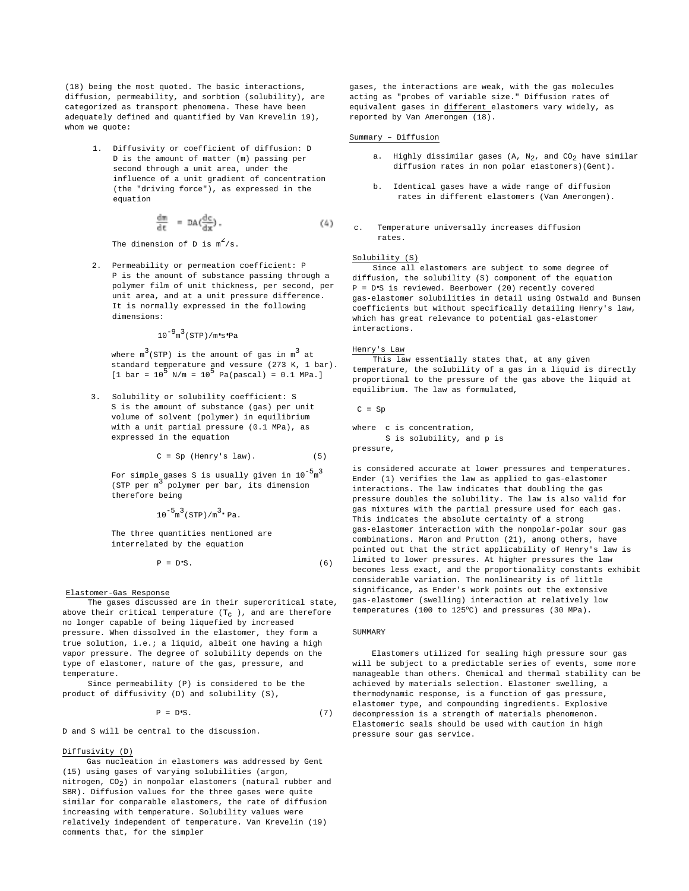(18) being the most quoted. The basic interactions, diffusion, permeability, and sorbtion (solubility), are categorized as transport phenomena. These have been adequately defined and quantified by Van Krevelin 19), whom we quote:

1. Diffusivity or coefficient of diffusion: D
   D is the amount of matter (m) passing per second through a unit area, under the influence of a unit gradient of concentration (the "driving force"), as expressed in the equation

$$\frac{dm}{dt} = DA\left(\frac{dc}{dx}\right). \tag{4}$$

   The dimension of D is $m^2/s$.

2. Permeability or permeation coefficient: P
   P is the amount of substance passing through a polymer film of unit thickness, per second, per unit area, and at a unit pressure difference. It is normally expressed in the following dimensions:

$$10^{-9} m^3(STP)/m \cdot s \cdot Pa$$

   where $m^3$(STP) is the amount of gas in $m^3$ at standard temperature and vessure (273 K, 1 bar). [1 bar = $10^5$ N/m = $10^5$ Pa(pascal) = 0.1 MPa.]

3. Solubility or solubility coefficient: S
   S is the amount of substance (gas) per unit volume of solvent (polymer) in equilibrium with a unit partial pressure (0.1 MPa), as expressed in the equation

$$C = Sp \text{ (Henry's law).} \tag{5}$$

   For simple gases S is usually given in $10^{-5}m^3$ (STP per $m^3$ polymer per bar, its dimension therefore being

$$10^{-5} m^3(STP)/m^3 \cdot Pa.$$

   The three quantities mentioned are interrelated by the equation

$$P = D \cdot S. \tag{6}$$

## Elastomer-Gas Response

The gases discussed are in their supercritical state, above their critical temperature ($T_C$ ), and are therefore no longer capable of being liquefied by increased pressure. When dissolved in the elastomer, they form a true solution, i.e.; a liquid, albeit one having a high vapor pressure. The degree of solubility depends on the type of elastomer, nature of the gas, pressure, and temperature.

Since permeability (P) is considered to be the product of diffusivity (D) and solubility (S),

$$P = D \cdot S. \tag{7}$$

D and S will be central to the discussion.

## Diffusivity (D)

Gas nucleation in elastomers was addressed by Gent (15) using gases of varying solubilities (argon, nitrogen, $CO_2$) in nonpolar elastomers (natural rubber and SBR). Diffusion values for the three gases were quite similar for comparable elastomers, the rate of diffusion increasing with temperature. Solubility values were relatively independent of temperature. Van Krevelin (19) comments that, for the simpler gases, the interactions are weak, with the gas molecules acting as "probes of variable size." Diffusion rates of equivalent gases in different elastomers vary widely, as reported by Van Amerongen (18).

## Summary – Diffusion

a. Highly dissimilar gases (A, $N_2$, and $CO_2$ have similar diffusion rates in non polar e1astomers)(Gent).

b. Identical gases have a wide range of diffusion rates in different elastomers (Van Amerongen).

c. Temperature universally increases diffusion rates.

## Solubility (S)

Since all elastomers are subject to some degree of diffusion, the solubility (S) component of the equation P = D•S is reviewed. Beerbower (20) recently covered gas-elastomer solubilities in detail using Ostwald and Bunsen coefficients but without specifically detailing Henry's law, which has great relevance to potential gas-elastomer interactions.

## Henry's Law

This law essentially states that, at any given temperature, the solubility of a gas in a liquid is directly proportional to the pressure of the gas above the liquid at equilibrium. The law as formulated,

$$C = Sp$$

where c is concentration,
S is solubility, and p is
pressure,

is considered accurate at lower pressures and temperatures. Ender (1) verifies the law as applied to gas-elastomer interactions. The law indicates that doubling the gas pressure doubles the solubility. The law is also valid for gas mixtures with the partial pressure used for each gas. This indicates the absolute certainty of a strong gas-elastomer interaction with the nonpolar-polar sour gas combinations. Maron and Prutton (21), among others, have pointed out that the strict applicability of Henry's law is limited to lower pressures. At higher pressures the law becomes less exact, and the proportionality constants exhibit considerable variation. The nonlinearity is of little significance, as Ender's work points out the extensive gas-elastomer (swelling) interaction at relatively low temperatures (100 to 125ºC) and pressures (30 MPa).

## SUMMARY

Elastomers utilized for sealing high pressure sour gas will be subject to a predictable series of events, some more manageable than others. Chemical and thermal stability can be achieved by materials selection. Elastomer swelling, a thermodynamic response, is a function of gas pressure, elastomer type, and compounding ingredients. Explosive decompression is a strength of materials phenomenon. Elastomeric seals should be used with caution in high pressure sour gas service.